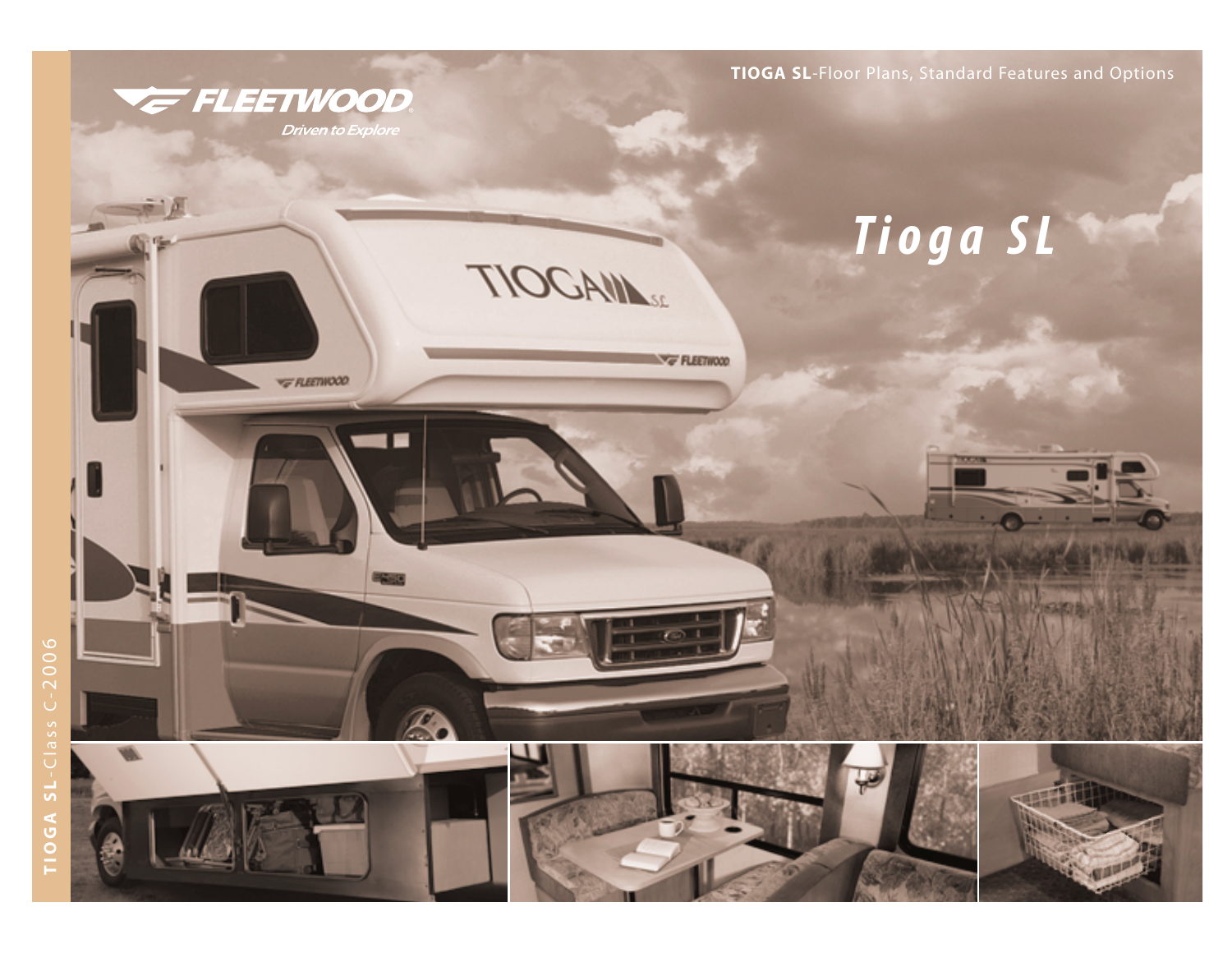FLEETWOOD

*Driven to Explore*

**TIOGA SL**-Floor Plans, Standard Features and Options

# *Tioga SL*

**TIOGA SL**-Class C-2006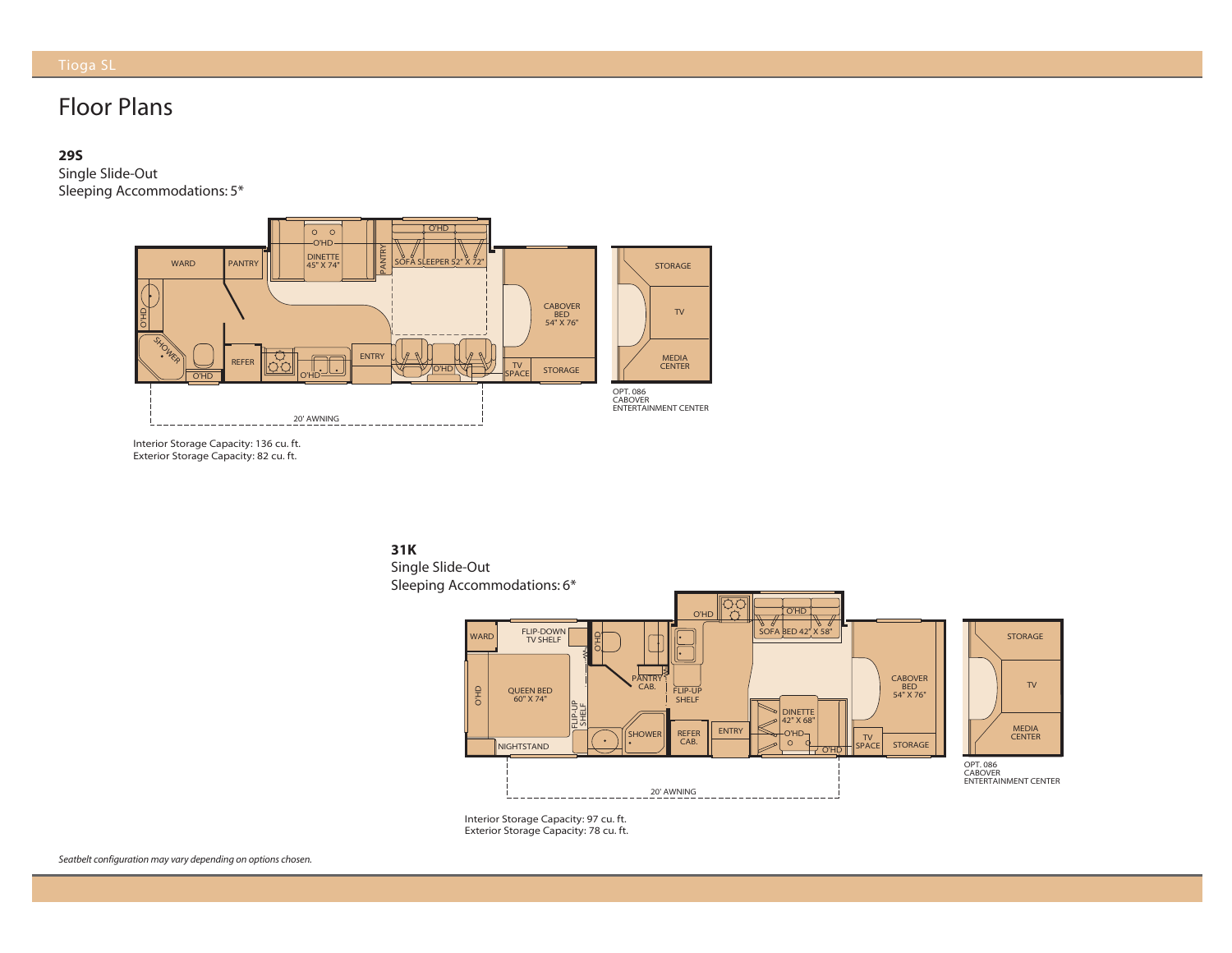# Floor Plans

**29S**

Single Slide-Out

Sleeping Accommodations: 5*

WARD | PANTRY | O'HD | DINETTE 45" X 74" | PANTRY | O'HD | SOFA SLEEPER 52" X 72" | CABOVER BED 54" X 76" | O'HD | SHOWER | O'HD | REFER | O'HD | ENTRY | O'HD | TV SPACE | STORAGE

20' AWNING

STORAGE | TV | MEDIA CENTER

OPT. 086 CABOVER ENTERTAINMENT CENTER

Interior Storage Capacity: 136 cu. ft.
Exterior Storage Capacity: 82 cu. ft.

**31K**

Single Slide-Out

Sleeping Accommodations: 6*

WARD | FLIP-DOWN TV SHELF | O'HD | QUEEN BED 60" X 74" | NIGHTSTAND | FLIP-UP SHELF | O'HD | PANTRY CAB. | SHOWER | O'HD | FLIP-UP SHELF | REFER CAB. | ENTRY | O'HD | SOFA BED 42" X 58" | DINETTE 42" X 68" | O'HD | O'HD | CABOVER BED 54" X 76" | TV SPACE | STORAGE

20' AWNING

STORAGE | TV | MEDIA CENTER

OPT. 086 CABOVER ENTERTAINMENT CENTER

Interior Storage Capacity: 97 cu. ft.
Exterior Storage Capacity: 78 cu. ft.

*Seatbelt configuration may vary depending on options chosen.*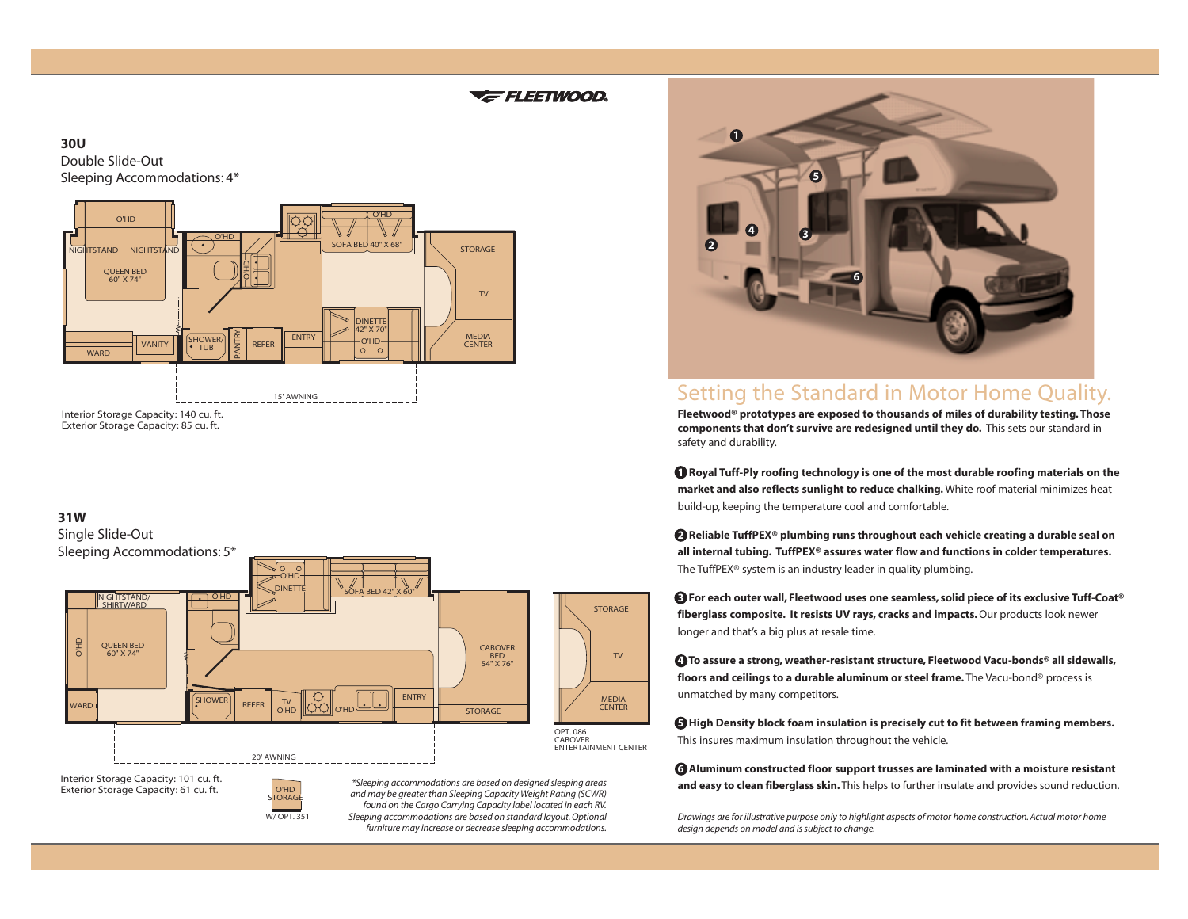FLEETWOOD.

### 30U

Double Slide-Out
Sleeping Accommodations: 4*

O'HD
NIGHTSTAND NIGHTSTAND
QUEEN BED 60" X 74"
WARD VANITY
O'HD
SHOWER/ TUB
PANTRY
REFER
ENTRY
O'HD
SOFA BED 40" X 68"
DINETTE 42" X 70"
O'HD
STORAGE
TV
MEDIA CENTER
15' AWNING

Interior Storage Capacity: 140 cu. ft.
Exterior Storage Capacity: 85 cu. ft.

### 31W

Single Slide-Out
Sleeping Accommodations: 5*

NIGHTSTAND/ SHIRTWARD
O'HD
QUEEN BED 60" X 74"
WARD
O'HD
SHOWER
REFER
TV O'HD
O'HD
DINETTE
SOFA BED 42" X 60"
ENTRY
CABOVER BED 54" X 76"
STORAGE

STORAGE
TV
MEDIA CENTER
OPT. 086 CABOVER ENTERTAINMENT CENTER

20' AWNING

Interior Storage Capacity: 101 cu. ft.
Exterior Storage Capacity: 61 cu. ft.

O'HD STORAGE
W/ OPT. 351

*\*Sleeping accommodations are based on designed sleeping areas and may be greater than Sleeping Capacity Weight Rating (SCWR) found on the Cargo Carrying Capacity label located in each RV. Sleeping accommodations are based on standard layout. Optional furniture may increase or decrease sleeping accommodations.*

## Setting the Standard in Motor Home Quality.

**Fleetwood® prototypes are exposed to thousands of miles of durability testing. Those components that don't survive are redesigned until they do.** This sets our standard in safety and durability.

1. **Royal Tuff-Ply roofing technology is one of the most durable roofing materials on the market and also reflects sunlight to reduce chalking.** White roof material minimizes heat build-up, keeping the temperature cool and comfortable.

2. **Reliable TuffPEX® plumbing runs throughout each vehicle creating a durable seal on all internal tubing. TuffPEX® assures water flow and functions in colder temperatures.** The TuffPEX® system is an industry leader in quality plumbing.

3. **For each outer wall, Fleetwood uses one seamless, solid piece of its exclusive Tuff-Coat® fiberglass composite. It resists UV rays, cracks and impacts.** Our products look newer longer and that's a big plus at resale time.

4. **To assure a strong, weather-resistant structure, Fleetwood Vacu-bonds® all sidewalls, floors and ceilings to a durable aluminum or steel frame.** The Vacu-bond® process is unmatched by many competitors.

5. **High Density block foam insulation is precisely cut to fit between framing members.** This insures maximum insulation throughout the vehicle.

6. **Aluminum constructed floor support trusses are laminated with a moisture resistant and easy to clean fiberglass skin.** This helps to further insulate and provides sound reduction.

*Drawings are for illustrative purpose only to highlight aspects of motor home construction. Actual motor home design depends on model and is subject to change.*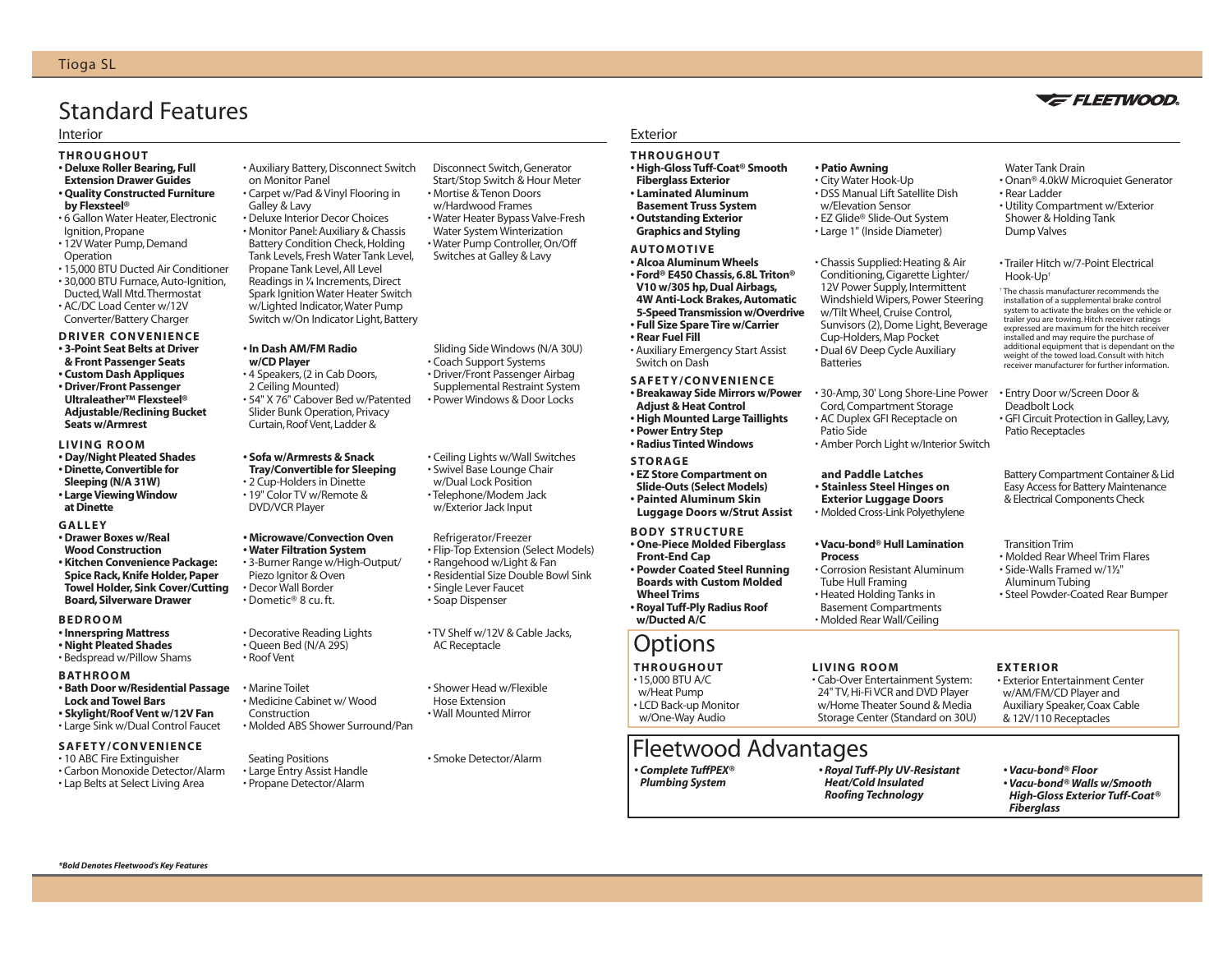# Standard Features

## Interior

### THROUGHOUT

- **Deluxe Roller Bearing, Full Extension Drawer Guides**
- **Quality Constructed Furniture by Flexsteel®**
- 6 Gallon Water Heater, Electronic Ignition, Propane
- 12V Water Pump, Demand Operation
- 15,000 BTU Ducted Air Conditioner
- 30,000 BTU Furnace, Auto-Ignition, Ducted, Wall Mtd. Thermostat
- AC/DC Load Center w/12V Converter/Battery Charger
- Auxiliary Battery, Disconnect Switch on Monitor Panel
- Carpet w/Pad & Vinyl Flooring in Galley & Lavy
- Deluxe Interior Decor Choices
- Monitor Panel: Auxiliary & Chassis Battery Condition Check, Holding Tank Levels, Fresh Water Tank Level, Propane Tank Level, All Level Readings in ¼ Increments, Direct Spark Ignition Water Heater Switch w/Lighted Indicator, Water Pump Switch w/On Indicator Light, Battery Disconnect Switch, Generator Start/Stop Switch & Hour Meter
- Mortise & Tenon Doors w/Hardwood Frames
- Water Heater Bypass Valve-Fresh Water System Winterization
- Water Pump Controller, On/Off Switches at Galley & Lavy

### DRIVER CONVENIENCE

- **3-Point Seat Belts at Driver & Front Passenger Seats**
- **Custom Dash Appliques**
- **Driver/Front Passenger Ultraleather™ Flexsteel® Adjustable/Reclining Bucket Seats w/Armrest**
- **In Dash AM/FM Radio w/CD Player**
- 4 Speakers, (2 in Cab Doors, 2 Ceiling Mounted)
- 54" X 76" Cabover Bed w/Patented Slider Bunk Operation, Privacy Curtain, Roof Vent, Ladder & Sliding Side Windows (N/A 30U)
- Coach Support Systems
- Driver/Front Passenger Airbag Supplemental Restraint System
- Power Windows & Door Locks

### LIVING ROOM

- **Day/Night Pleated Shades**
- **Dinette, Convertible for Sleeping (N/A 31W)**
- **Large Viewing Window at Dinette**
- **Sofa w/Armrests & Snack Tray/Convertible for Sleeping**
- 2 Cup-Holders in Dinette
- 19" Color TV w/Remote & DVD/VCR Player
- Ceiling Lights w/Wall Switches
- Swivel Base Lounge Chair w/Dual Lock Position
- Telephone/Modem Jack w/Exterior Jack Input

### GALLEY

- **Drawer Boxes w/Real Wood Construction**
- **Kitchen Convenience Package: Spice Rack, Knife Holder, Paper Towel Holder, Sink Cover/Cutting Board, Silverware Drawer**
- **Microwave/Convection Oven**
- **Water Filtration System**
- 3-Burner Range w/High-Output/ Piezo Ignitor & Oven
- Decor Wall Border
- Dometic® 8 cu. ft. Refrigerator/Freezer
- Flip-Top Extension (Select Models)
- Rangehood w/Light & Fan
- Residential Size Double Bowl Sink
- Single Lever Faucet
- Soap Dispenser

### BEDROOM

- **Innerspring Mattress**
- **Night Pleated Shades**
- Bedspread w/Pillow Shams
- Decorative Reading Lights
- Queen Bed (N/A 29S)
- Roof Vent
- TV Shelf w/12V & Cable Jacks, AC Receptacle

### BATHROOM

- **Bath Door w/Residential Passage Lock and Towel Bars**
- **Skylight/Roof Vent w/12V Fan**
- Large Sink w/Dual Control Faucet
- Marine Toilet
- Medicine Cabinet w/ Wood Construction
- Molded ABS Shower Surround/Pan
- Shower Head w/Flexible Hose Extension
- Wall Mounted Mirror

### SAFETY/CONVENIENCE

- 10 ABC Fire Extinguisher
- Carbon Monoxide Detector/Alarm
- Lap Belts at Select Living Area Seating Positions
- Large Entry Assist Handle
- Propane Detector/Alarm
- Smoke Detector/Alarm

## Exterior

### THROUGHOUT

- **High-Gloss Tuff-Coat® Smooth Fiberglass Exterior**
- **Laminated Aluminum Basement Truss System**
- **Outstanding Exterior Graphics and Styling**
- **Patio Awning**
- City Water Hook-Up
- DSS Manual Lift Satellite Dish w/Elevation Sensor
- EZ Glide® Slide-Out System
- Large 1" (Inside Diameter) Water Tank Drain
- Onan® 4.0kW Microquiet Generator
- Rear Ladder
- Utility Compartment w/Exterior Shower & Holding Tank Dump Valves

### AUTOMOTIVE

- **Alcoa Aluminum Wheels**
- **Ford® E450 Chassis, 6.8L Triton® V10 w/305 hp, Dual Airbags, 4W Anti-Lock Brakes, Automatic 5-Speed Transmission w/Overdrive**
- **Full Size Spare Tire w/Carrier**
- **Rear Fuel Fill**
- Auxiliary Emergency Start Assist Switch on Dash
- Chassis Supplied: Heating & Air Conditioning, Cigarette Lighter/ 12V Power Supply, Intermittent Windshield Wipers, Power Steering w/Tilt Wheel, Cruise Control, Sunvisors (2), Dome Light, Beverage Cup-Holders, Map Pocket
- Dual 6V Deep Cycle Auxiliary Batteries
- Trailer Hitch w/7-Point Electrical Hook-Up†

† The chassis manufacturer recommends the installation of a supplemental brake control system to activate the brakes on the vehicle or trailer you are towing. Hitch receiver ratings expressed are maximum for the hitch receiver installed and may require the purchase of additional equipment that is dependant on the weight of the towed load. Consult with hitch receiver manufacturer for further information.

### SAFETY/CONVENIENCE

- **Breakaway Side Mirrors w/Power Adjust & Heat Control**
- **High Mounted Large Taillights**
- **Power Entry Step**
- **Radius Tinted Windows**
- 30-Amp, 30' Long Shore-Line Power Cord, Compartment Storage
- AC Duplex GFI Receptacle on Patio Side
- Amber Porch Light w/Interior Switch
- Entry Door w/Screen Door & Deadbolt Lock
- GFI Circuit Protection in Galley, Lavy, Patio Receptacles

### STORAGE

- **EZ Store Compartment on Slide-Outs (Select Models)**
- **Painted Aluminum Skin Luggage Doors w/Strut Assist and Paddle Latches**
- **Stainless Steel Hinges on Exterior Luggage Doors**
- Molded Cross-Link Polyethylene Battery Compartment Container & Lid
- Easy Access for Battery Maintenance & Electrical Components Check

### BODY STRUCTURE

- **One-Piece Molded Fiberglass Front-End Cap**
- **Powder Coated Steel Running Boards with Custom Molded Wheel Trims**
- **Royal Tuff-Ply Radius Roof w/Ducted A/C**
- **Vacu-bond® Hull Lamination Process**
- Corrosion Resistant Aluminum Tube Hull Framing
- Heated Holding Tanks in Basement Compartments
- Molded Rear Wall/Ceiling Transition Trim
- Molded Rear Wheel Trim Flares
- Side-Walls Framed w/1½" Aluminum Tubing
- Steel Powder-Coated Rear Bumper

# Options

### THROUGHOUT

- 15,000 BTU A/C w/Heat Pump
- LCD Back-up Monitor w/One-Way Audio

### LIVING ROOM

- Cab-Over Entertainment System: 24" TV, Hi-Fi VCR and DVD Player w/Home Theater Sound & Media Storage Center (Standard on 30U)

### EXTERIOR

- Exterior Entertainment Center w/AM/FM/CD Player and Auxiliary Speaker, Coax Cable & 12V/110 Receptacles

# Fleetwood Advantages

- ***Complete TuffPEX® Plumbing System***
- ***Royal Tuff-Ply UV-Resistant Heat/Cold Insulated Roofing Technology***
- ***Vacu-bond® Floor***
- ***Vacu-bond® Walls w/Smooth High-Gloss Exterior Tuff-Coat® Fiberglass***

***Bold Denotes Fleetwood's Key Features***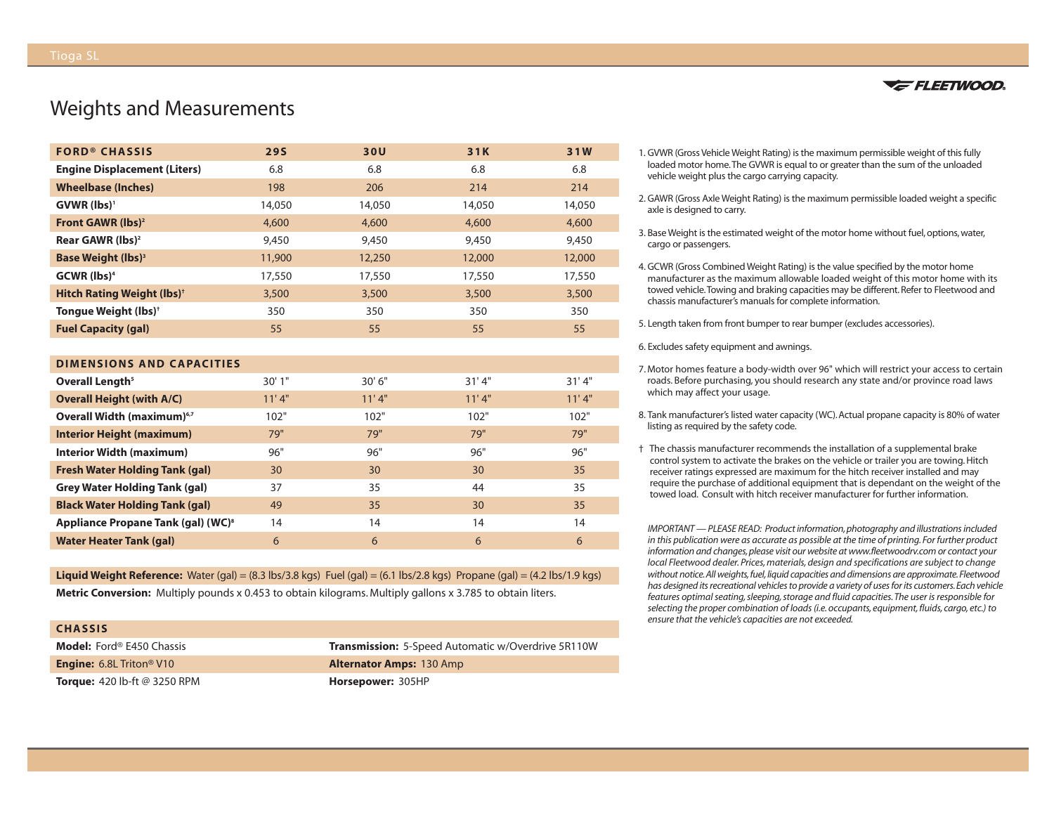# Weights and Measurements

| FORD® CHASSIS | 29S | 30U | 31K | 31W |
|---|---|---|---|---|
| **Engine Displacement (Liters)** | 6.8 | 6.8 | 6.8 | 6.8 |
| **Wheelbase (Inches)** | 198 | 206 | 214 | 214 |
| **GVWR (lbs)**[1] | 14,050 | 14,050 | 14,050 | 14,050 |
| **Front GAWR (lbs)**[2] | 4,600 | 4,600 | 4,600 | 4,600 |
| **Rear GAWR (lbs)**[2] | 9,450 | 9,450 | 9,450 | 9,450 |
| **Base Weight (lbs)**[3] | 11,900 | 12,250 | 12,000 | 12,000 |
| **GCWR (lbs)**[4] | 17,550 | 17,550 | 17,550 | 17,550 |
| **Hitch Rating Weight (lbs)**[†] | 3,500 | 3,500 | 3,500 | 3,500 |
| **Tongue Weight (lbs)**[†] | 350 | 350 | 350 | 350 |
| **Fuel Capacity (gal)** | 55 | 55 | 55 | 55 |

| DIMENSIONS AND CAPACITIES | 29S | 30U | 31K | 31W |
|---|---|---|---|---|
| **Overall Length**[5] | 30' 1" | 30' 6" | 31' 4" | 31' 4" |
| **Overall Height (with A/C)** | 11' 4" | 11' 4" | 11' 4" | 11' 4" |
| **Overall Width (maximum)**[6,7] | 102" | 102" | 102" | 102" |
| **Interior Height (maximum)** | 79" | 79" | 79" | 79" |
| **Interior Width (maximum)** | 96" | 96" | 96" | 96" |
| **Fresh Water Holding Tank (gal)** | 30 | 30 | 30 | 35 |
| **Grey Water Holding Tank (gal)** | 37 | 35 | 44 | 35 |
| **Black Water Holding Tank (gal)** | 49 | 35 | 30 | 35 |
| **Appliance Propane Tank (gal) (WC)**[8] | 14 | 14 | 14 | 14 |
| **Water Heater Tank (gal)** | 6 | 6 | 6 | 6 |

**Liquid Weight Reference:** Water (gal) = (8.3 lbs/3.8 kgs) Fuel (gal) = (6.1 lbs/2.8 kgs) Propane (gal) = (4.2 lbs/1.9 kgs)

**Metric Conversion:** Multiply pounds x 0.453 to obtain kilograms. Multiply gallons x 3.785 to obtain liters.

| CHASSIS | |
|---|---|
| **Model:** Ford® E450 Chassis | **Transmission:** 5-Speed Automatic w/Overdrive 5R110W |
| **Engine:** 6.8L Triton® V10 | **Alternator Amps:** 130 Amp |
| **Torque:** 420 lb-ft @ 3250 RPM | **Horsepower:** 305HP |

1. GVWR (Gross Vehicle Weight Rating) is the maximum permissible weight of this fully loaded motor home. The GVWR is equal to or greater than the sum of the unloaded vehicle weight plus the cargo carrying capacity.
2. GAWR (Gross Axle Weight Rating) is the maximum permissible loaded weight a specific axle is designed to carry.
3. Base Weight is the estimated weight of the motor home without fuel, options, water, cargo or passengers.
4. GCWR (Gross Combined Weight Rating) is the value specified by the motor home manufacturer as the maximum allowable loaded weight of this motor home with its towed vehicle. Towing and braking capacities may be different. Refer to Fleetwood and chassis manufacturer's manuals for complete information.
5. Length taken from front bumper to rear bumper (excludes accessories).
6. Excludes safety equipment and awnings.
7. Motor homes feature a body-width over 96" which will restrict your access to certain roads. Before purchasing, you should research any state and/or province road laws which may affect your usage.
8. Tank manufacturer's listed water capacity (WC). Actual propane capacity is 80% of water listing as required by the safety code.

† The chassis manufacturer recommends the installation of a supplemental brake control system to activate the brakes on the vehicle or trailer you are towing. Hitch receiver ratings expressed are maximum for the hitch receiver installed and may require the purchase of additional equipment that is dependant on the weight of the towed load. Consult with hitch receiver manufacturer for further information.

*IMPORTANT — PLEASE READ: Product information, photography and illustrations included in this publication were as accurate as possible at the time of printing. For further product information and changes, please visit our website at www.fleetwoodrv.com or contact your local Fleetwood dealer. Prices, materials, design and specifications are subject to change without notice. All weights, fuel, liquid capacities and dimensions are approximate. Fleetwood has designed its recreational vehicles to provide a variety of uses for its customers. Each vehicle features optimal seating, sleeping, storage and fluid capacities. The user is responsible for selecting the proper combination of loads (i.e. occupants, equipment, fluids, cargo, etc.) to ensure that the vehicle's capacities are not exceeded.*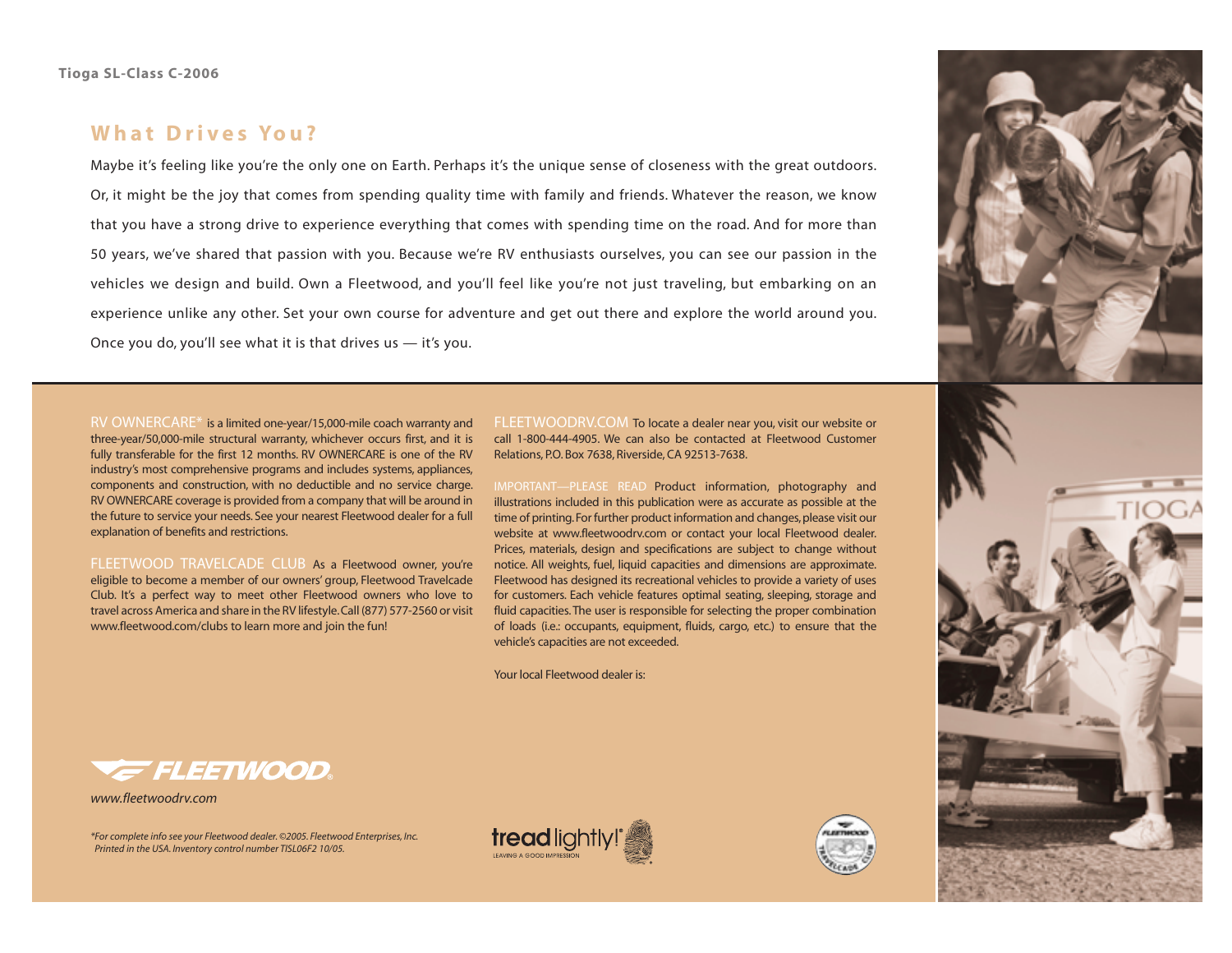## What Drives You?

Maybe it's feeling like you're the only one on Earth. Perhaps it's the unique sense of closeness with the great outdoors. Or, it might be the joy that comes from spending quality time with family and friends. Whatever the reason, we know that you have a strong drive to experience everything that comes with spending time on the road. And for more than 50 years, we've shared that passion with you. Because we're RV enthusiasts ourselves, you can see our passion in the vehicles we design and build. Own a Fleetwood, and you'll feel like you're not just traveling, but embarking on an experience unlike any other. Set your own course for adventure and get out there and explore the world around you. Once you do, you'll see what it is that drives us — it's you.

RV OWNERCARE* is a limited one-year/15,000-mile coach warranty and three-year/50,000-mile structural warranty, whichever occurs first, and it is fully transferable for the first 12 months. RV OWNERCARE is one of the RV industry's most comprehensive programs and includes systems, appliances, components and construction, with no deductible and no service charge. RV OWNERCARE coverage is provided from a company that will be around in the future to service your needs. See your nearest Fleetwood dealer for a full explanation of benefits and restrictions.

FLEETWOOD TRAVELCADE CLUB As a Fleetwood owner, you're eligible to become a member of our owners' group, Fleetwood Travelcade Club. It's a perfect way to meet other Fleetwood owners who love to travel across America and share in the RV lifestyle. Call (877) 577-2560 or visit www.fleetwood.com/clubs to learn more and join the fun!

FLEETWOODRV.COM To locate a dealer near you, visit our website or call 1-800-444-4905. We can also be contacted at Fleetwood Customer Relations, P.O. Box 7638, Riverside, CA 92513-7638.

IMPORTANT—PLEASE READ Product information, photography and illustrations included in this publication were as accurate as possible at the time of printing. For further product information and changes, please visit our website at www.fleetwoodrv.com or contact your local Fleetwood dealer. Prices, materials, design and specifications are subject to change without notice. All weights, fuel, liquid capacities and dimensions are approximate. Fleetwood has designed its recreational vehicles to provide a variety of uses for customers. Each vehicle features optimal seating, sleeping, storage and fluid capacities. The user is responsible for selecting the proper combination of loads (i.e.: occupants, equipment, fluids, cargo, etc.) to ensure that the vehicle's capacities are not exceeded.

Your local Fleetwood dealer is:

FLEETWOOD

*www.fleetwoodrv.com*

*\*For complete info see your Fleetwood dealer. ©2005. Fleetwood Enterprises, Inc. Printed in the USA. Inventory control number TISL06F2 10/05.*

tread lightly! LEAVING A GOOD IMPRESSION

FLEETWOOD TRAVELCADE CLUB